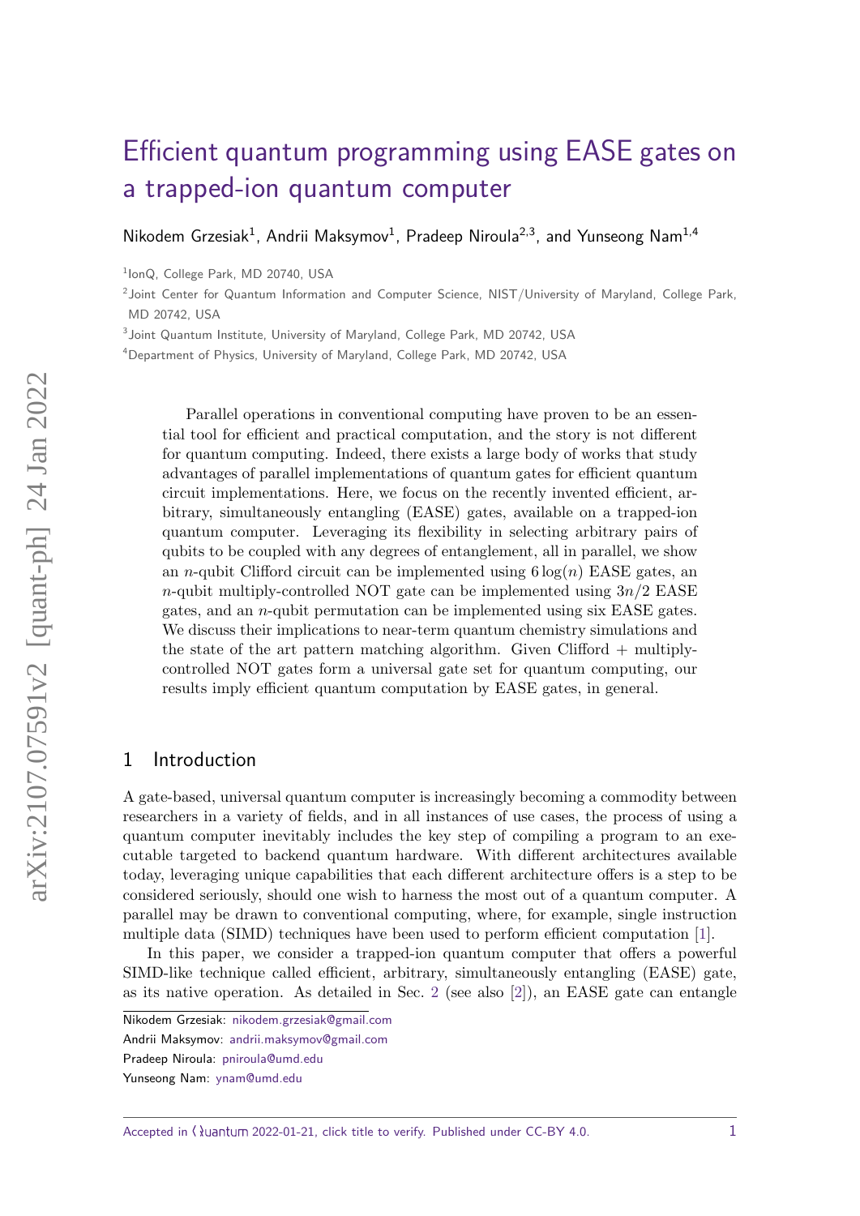# Efficient quantum programming using EASE gates on a trapped-ion quantum computer

Nikodem Grzesiak[1], Andrii Maksymov[1], Pradeep Niroula[2,3], and Yunseong Nam[1,4]

[1]IonQ, College Park, MD 20740, USA

[2]Joint Center for Quantum Information and Computer Science, NIST/University of Maryland, College Park, MD 20742, USA

[3]Joint Quantum Institute, University of Maryland, College Park, MD 20742, USA

[4]Department of Physics, University of Maryland, College Park, MD 20742, USA

Parallel operations in conventional computing have proven to be an essential tool for efficient and practical computation, and the story is not different for quantum computing. Indeed, there exists a large body of works that study advantages of parallel implementations of quantum gates for efficient quantum circuit implementations. Here, we focus on the recently invented efficient, arbitrary, simultaneously entangling (EASE) gates, available on a trapped-ion quantum computer. Leveraging its flexibility in selecting arbitrary pairs of qubits to be coupled with any degrees of entanglement, all in parallel, we show an $n$-qubit Clifford circuit can be implemented using $6\log(n)$ EASE gates, an $n$-qubit multiply-controlled NOT gate can be implemented using $3n/2$ EASE gates, and an $n$-qubit permutation can be implemented using six EASE gates. We discuss their implications to near-term quantum chemistry simulations and the state of the art pattern matching algorithm. Given Clifford + multiply-controlled NOT gates form a universal gate set for quantum computing, our results imply efficient quantum computation by EASE gates, in general.

## 1 Introduction

A gate-based, universal quantum computer is increasingly becoming a commodity between researchers in a variety of fields, and in all instances of use cases, the process of using a quantum computer inevitably includes the key step of compiling a program to an executable targeted to backend quantum hardware. With different architectures available today, leveraging unique capabilities that each different architecture offers is a step to be considered seriously, should one wish to harness the most out of a quantum computer. A parallel may be drawn to conventional computing, where, for example, single instruction multiple data (SIMD) techniques have been used to perform efficient computation [1].

In this paper, we consider a trapped-ion quantum computer that offers a powerful SIMD-like technique called efficient, arbitrary, simultaneously entangling (EASE) gate, as its native operation. As detailed in Sec. 2 (see also [2]), an EASE gate can entangle

Nikodem Grzesiak: nikodem.grzesiak@gmail.com

Andrii Maksymov: andrii.maksymov@gmail.com

Pradeep Niroula: pniroula@umd.edu

Yunseong Nam: ynam@umd.edu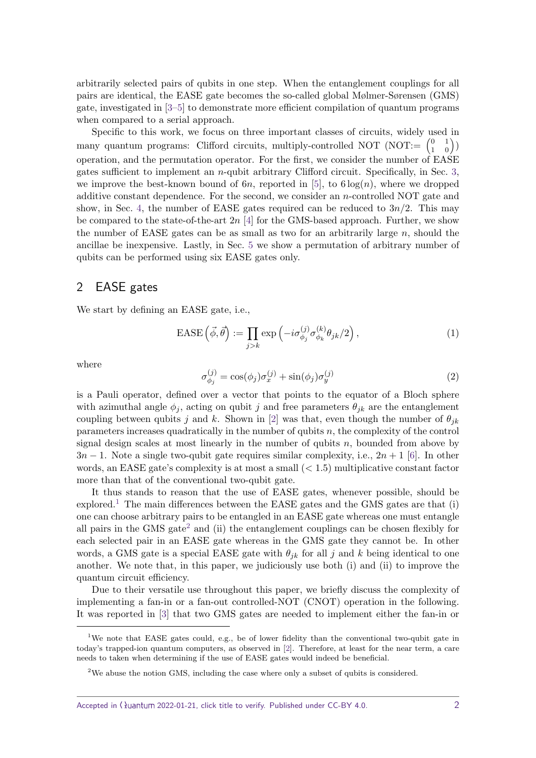arbitrarily selected pairs of qubits in one step. When the entanglement couplings for all pairs are identical, the EASE gate becomes the so-called global Mølmer-Sørensen (GMS) gate, investigated in [3–5] to demonstrate more efficient compilation of quantum programs when compared to a serial approach.

Specific to this work, we focus on three important classes of circuits, widely used in many quantum programs: Clifford circuits, multiply-controlled NOT (NOT:= $\begin{pmatrix} 0 & 1 \\ 1 & 0 \end{pmatrix}$) operation, and the permutation operator. For the first, we consider the number of EASE gates sufficient to implement an $n$-qubit arbitrary Clifford circuit. Specifically, in Sec. 3, we improve the best-known bound of $6n$, reported in [5], to $6\log(n)$, where we dropped additive constant dependence. For the second, we consider an $n$-controlled NOT gate and show, in Sec. 4, the number of EASE gates required can be reduced to $3n/2$. This may be compared to the state-of-the-art $2n$ [4] for the GMS-based approach. Further, we show the number of EASE gates can be as small as two for an arbitrarily large $n$, should the ancillae be inexpensive. Lastly, in Sec. 5 we show a permutation of arbitrary number of qubits can be performed using six EASE gates only.

## 2 EASE gates

We start by defining an EASE gate, i.e.,

$$\text{EASE}\left(\vec{\phi}, \vec{\theta}\right) := \prod_{j>k} \exp\left(-i\sigma_{\phi_j}^{(j)}\sigma_{\phi_k}^{(k)}\theta_{jk}/2\right), \tag{1}$$

where

$$\sigma_{\phi_j}^{(j)} = \cos(\phi_j)\sigma_x^{(j)} + \sin(\phi_j)\sigma_y^{(j)} \tag{2}$$

is a Pauli operator, defined over a vector that points to the equator of a Bloch sphere with azimuthal angle $\phi_j$, acting on qubit $j$ and free parameters $\theta_{jk}$ are the entanglement coupling between qubits $j$ and $k$. Shown in [2] was that, even though the number of $\theta_{jk}$ parameters increases quadratically in the number of qubits $n$, the complexity of the control signal design scales at most linearly in the number of qubits $n$, bounded from above by $3n-1$. Note a single two-qubit gate requires similar complexity, i.e., $2n+1$ [6]. In other words, an EASE gate's complexity is at most a small ($< 1.5$) multiplicative constant factor more than that of the conventional two-qubit gate.

It thus stands to reason that the use of EASE gates, whenever possible, should be explored.[1] The main differences between the EASE gates and the GMS gates are that (i) one can choose arbitrary pairs to be entangled in an EASE gate whereas one must entangle all pairs in the GMS gate[2] and (ii) the entanglement couplings can be chosen flexibly for each selected pair in an EASE gate whereas in the GMS gate they cannot be. In other words, a GMS gate is a special EASE gate with $\theta_{jk}$ for all $j$ and $k$ being identical to one another. We note that, in this paper, we judiciously use both (i) and (ii) to improve the quantum circuit efficiency.

Due to their versatile use throughout this paper, we briefly discuss the complexity of implementing a fan-in or a fan-out controlled-NOT (CNOT) operation in the following. It was reported in [3] that two GMS gates are needed to implement either the fan-in or

[1] We note that EASE gates could, e.g., be of lower fidelity than the conventional two-qubit gate in today's trapped-ion quantum computers, as observed in [2]. Therefore, at least for the near term, a care needs to taken when determining if the use of EASE gates would indeed be beneficial.

[2] We abuse the notion GMS, including the case where only a subset of qubits is considered.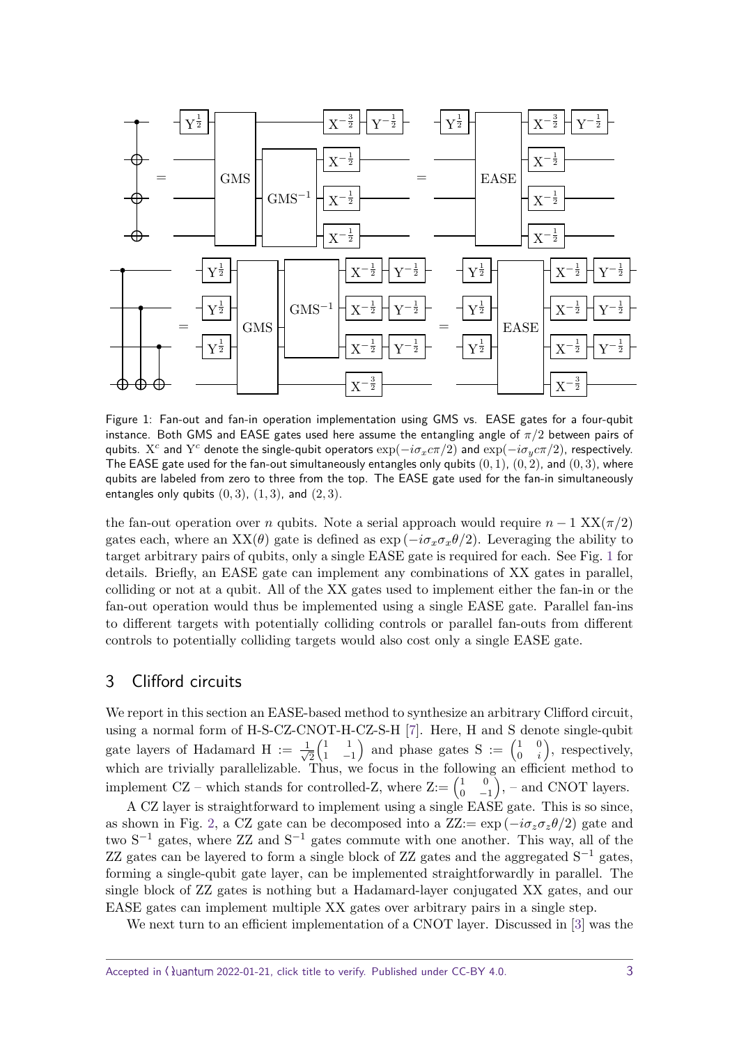Figure 1: Fan-out and fan-in operation implementation using GMS vs. EASE gates for a four-qubit instance. Both GMS and EASE gates used here assume the entangling angle of $\pi/2$ between pairs of qubits. $\mathrm{X}^c$ and $\mathrm{Y}^c$ denote the single-qubit operators $\exp(-i\sigma_x c\pi/2)$ and $\exp(-i\sigma_y c\pi/2)$, respectively. The EASE gate used for the fan-out simultaneously entangles only qubits $(0, 1)$, $(0, 2)$, and $(0, 3)$, where qubits are labeled from zero to three from the top. The EASE gate used for the fan-in simultaneously entangles only qubits $(0, 3)$, $(1, 3)$, and $(2, 3)$.

the fan-out operation over $n$ qubits. Note a serial approach would require $n - 1$ $\mathrm{XX}(\pi/2)$ gates each, where an $\mathrm{XX}(\theta)$ gate is defined as $\exp(-i\sigma_x\sigma_x\theta/2)$. Leveraging the ability to target arbitrary pairs of qubits, only a single EASE gate is required for each. See Fig. 1 for details. Briefly, an EASE gate can implement any combinations of XX gates in parallel, colliding or not at a qubit. All of the XX gates used to implement either the fan-in or the fan-out operation would thus be implemented using a single EASE gate. Parallel fan-ins to different targets with potentially colliding controls or parallel fan-outs from different controls to potentially colliding targets would also cost only a single EASE gate.

## 3 Clifford circuits

We report in this section an EASE-based method to synthesize an arbitrary Clifford circuit, using a normal form of H-S-CZ-CNOT-H-CZ-S-H [7]. Here, H and S denote single-qubit gate layers of Hadamard $\mathrm{H} := \frac{1}{\sqrt{2}}\begin{pmatrix} 1 & 1 \\ 1 & -1 \end{pmatrix}$ and phase gates $\mathrm{S} := \begin{pmatrix} 1 & 0 \\ 0 & i \end{pmatrix}$, respectively, which are trivially parallelizable. Thus, we focus in the following an efficient method to implement CZ – which stands for controlled-Z, where $\mathrm{Z} := \begin{pmatrix} 1 & 0 \\ 0 & -1 \end{pmatrix}$, – and CNOT layers.

A CZ layer is straightforward to implement using a single EASE gate. This is so since, as shown in Fig. 2, a CZ gate can be decomposed into a $\mathrm{ZZ} := \exp(-i\sigma_z\sigma_z\theta/2)$ gate and two $\mathrm{S}^{-1}$ gates, where ZZ and $\mathrm{S}^{-1}$ gates commute with one another. This way, all of the ZZ gates can be layered to form a single block of ZZ gates and the aggregated $\mathrm{S}^{-1}$ gates, forming a single-qubit gate layer, can be implemented straightforwardly in parallel. The single block of ZZ gates is nothing but a Hadamard-layer conjugated XX gates, and our EASE gates can implement multiple XX gates over arbitrary pairs in a single step.

We next turn to an efficient implementation of a CNOT layer. Discussed in [3] was the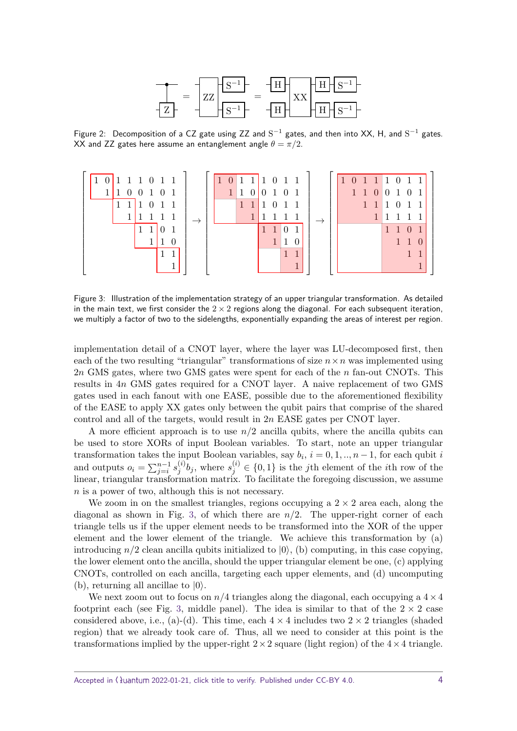Figure 2: Decomposition of a CZ gate using ZZ and $\mathrm{S}^{-1}$ gates, and then into XX, H, and $\mathrm{S}^{-1}$ gates. XX and ZZ gates here assume an entanglement angle $\theta = \pi/2$.

Figure 3: Illustration of the implementation strategy of an upper triangular transformation. As detailed in the main text, we first consider the $2 \times 2$ regions along the diagonal. For each subsequent iteration, we multiply a factor of two to the sidelengths, exponentially expanding the areas of interest per region.

implementation detail of a CNOT layer, where the layer was LU-decomposed first, then each of the two resulting "triangular" transformations of size $n \times n$ was implemented using $2n$ GMS gates, where two GMS gates were spent for each of the $n$ fan-out CNOTs. This results in $4n$ GMS gates required for a CNOT layer. A naive replacement of two GMS gates used in each fanout with one EASE, possible due to the aforementioned flexibility of the EASE to apply XX gates only between the qubit pairs that comprise of the shared control and all of the targets, would result in $2n$ EASE gates per CNOT layer.

A more efficient approach is to use $n/2$ ancilla qubits, where the ancilla qubits can be used to store XORs of input Boolean variables. To start, note an upper triangular transformation takes the input Boolean variables, say $b_i$, $i = 0, 1, .., n-1$, for each qubit $i$ and outputs $o_i = \sum_{j=i}^{n-1} s_j^{(i)} b_j$, where $s_j^{(i)} \in \{0, 1\}$ is the $j$th element of the $i$th row of the linear, triangular transformation matrix. To facilitate the foregoing discussion, we assume $n$ is a power of two, although this is not necessary.

We zoom in on the smallest triangles, regions occupying a $2 \times 2$ area each, along the diagonal as shown in Fig. 3, of which there are $n/2$. The upper-right corner of each triangle tells us if the upper element needs to be transformed into the XOR of the upper element and the lower element of the triangle. We achieve this transformation by (a) introducing $n/2$ clean ancilla qubits initialized to $|0\rangle$, (b) computing, in this case copying, the lower element onto the ancilla, should the upper triangular element be one, (c) applying CNOTs, controlled on each ancilla, targeting each upper elements, and (d) uncomputing (b), returning all ancillae to $|0\rangle$.

We next zoom out to focus on $n/4$ triangles along the diagonal, each occupying a $4 \times 4$ footprint each (see Fig. 3, middle panel). The idea is similar to that of the $2 \times 2$ case considered above, i.e., (a)-(d). This time, each $4 \times 4$ includes two $2 \times 2$ triangles (shaded region) that we already took care of. Thus, all we need to consider at this point is the transformations implied by the upper-right $2 \times 2$ square (light region) of the $4 \times 4$ triangle.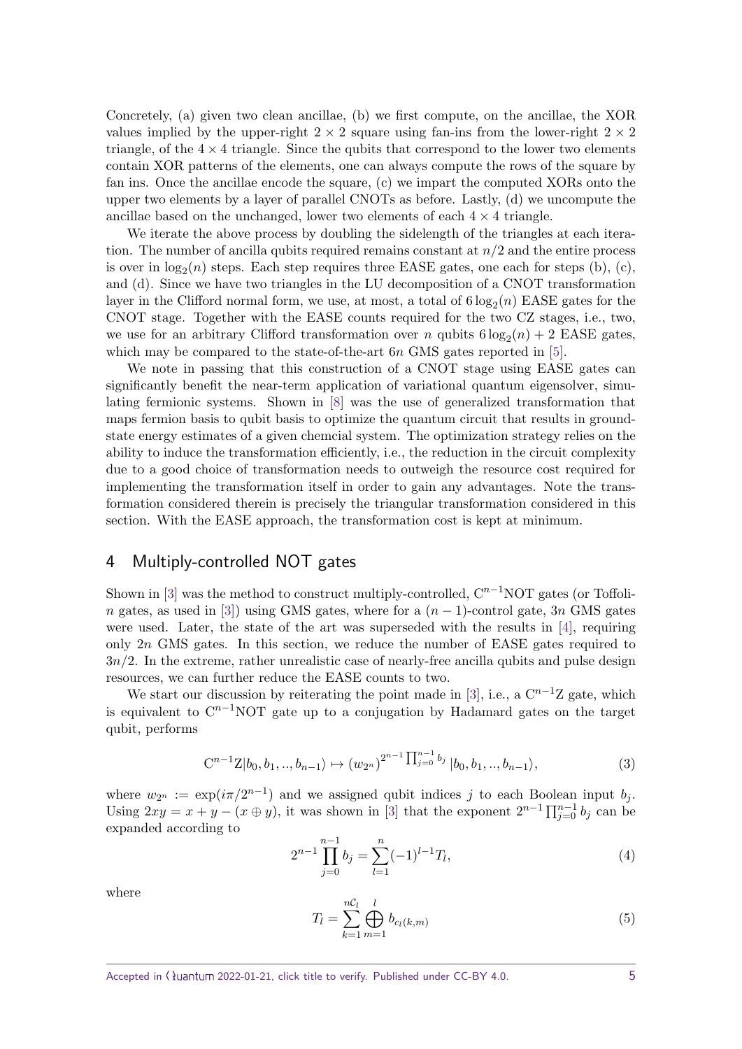Concretely, (a) given two clean ancillae, (b) we first compute, on the ancillae, the XOR values implied by the upper-right $2 \times 2$ square using fan-ins from the lower-right $2 \times 2$ triangle, of the $4 \times 4$ triangle. Since the qubits that correspond to the lower two elements contain XOR patterns of the elements, one can always compute the rows of the square by fan ins. Once the ancillae encode the square, (c) we impart the computed XORs onto the upper two elements by a layer of parallel CNOTs as before. Lastly, (d) we uncompute the ancillae based on the unchanged, lower two elements of each $4 \times 4$ triangle.

We iterate the above process by doubling the sidelength of the triangles at each iteration. The number of ancilla qubits required remains constant at $n/2$ and the entire process is over in $\log_2(n)$ steps. Each step requires three EASE gates, one each for steps (b), (c), and (d). Since we have two triangles in the LU decomposition of a CNOT transformation layer in the Clifford normal form, we use, at most, a total of $6\log_2(n)$ EASE gates for the CNOT stage. Together with the EASE counts required for the two CZ stages, i.e., two, we use for an arbitrary Clifford transformation over $n$ qubits $6\log_2(n) + 2$ EASE gates, which may be compared to the state-of-the-art $6n$ GMS gates reported in [5].

We note in passing that this construction of a CNOT stage using EASE gates can significantly benefit the near-term application of variational quantum eigensolver, simulating fermionic systems. Shown in [8] was the use of generalized transformation that maps fermion basis to qubit basis to optimize the quantum circuit that results in ground-state energy estimates of a given chemcial system. The optimization strategy relies on the ability to induce the transformation efficiently, i.e., the reduction in the circuit complexity due to a good choice of transformation needs to outweigh the resource cost required for implementing the transformation itself in order to gain any advantages. Note the transformation considered therein is precisely the triangular transformation considered in this section. With the EASE approach, the transformation cost is kept at minimum.

## 4 Multiply-controlled NOT gates

Shown in [3] was the method to construct multiply-controlled, $\mathrm{C}^{n-1}$NOT gates (or Toffoli-$n$ gates, as used in [3]) using GMS gates, where for a $(n-1)$-control gate, $3n$ GMS gates were used. Later, the state of the art was superseded with the results in [4], requiring only $2n$ GMS gates. In this section, we reduce the number of EASE gates required to $3n/2$. In the extreme, rather unrealistic case of nearly-free ancilla qubits and pulse design resources, we can further reduce the EASE counts to two.

We start our discussion by reiterating the point made in [3], i.e., a $\mathrm{C}^{n-1}$Z gate, which is equivalent to $\mathrm{C}^{n-1}$NOT gate up to a conjugation by Hadamard gates on the target qubit, performs

$$\mathrm{C}^{n-1}\mathrm{Z}|b_0, b_1, .., b_{n-1}\rangle \mapsto (w_{2^n})^{2^{n-1}\prod_{j=0}^{n-1} b_j} |b_0, b_1, .., b_{n-1}\rangle, \tag{3}$$

where $w_{2^n} := \exp(i\pi/2^{n-1})$ and we assigned qubit indices $j$ to each Boolean input $b_j$. Using $2xy = x + y - (x \oplus y)$, it was shown in [3] that the exponent $2^{n-1}\prod_{j=0}^{n-1} b_j$ can be expanded according to

$$2^{n-1}\prod_{j=0}^{n-1} b_j = \sum_{l=1}^{n} (-1)^{l-1} T_l, \tag{4}$$

where

$$T_l = \sum_{k=1}^{n\mathcal{C}_l} \bigoplus_{m=1}^{l} b_{c_l(k,m)} \tag{5}$$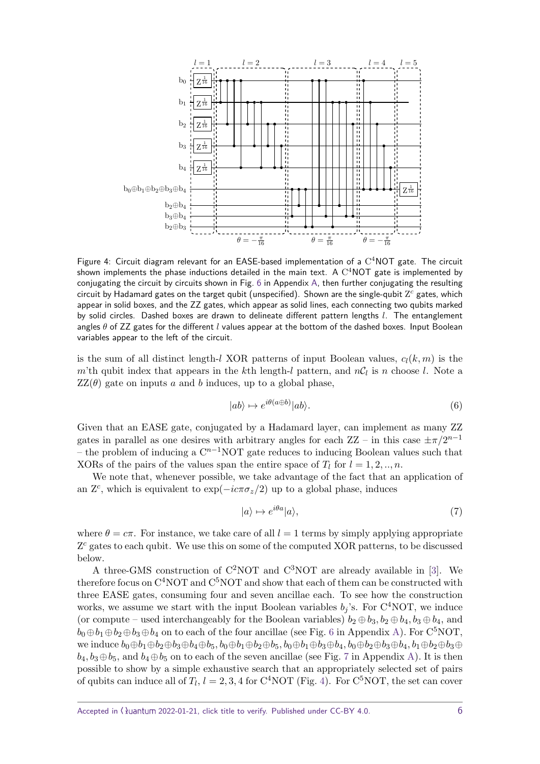Figure 4: Circuit diagram relevant for an EASE-based implementation of a $C^4$NOT gate. The circuit shown implements the phase inductions detailed in the main text. A $C^4$NOT gate is implemented by conjugating the circuit by circuits shown in Fig. 6 in Appendix A, then further conjugating the resulting circuit by Hadamard gates on the target qubit (unspecified). Shown are the single-qubit $Z^c$ gates, which appear in solid boxes, and the ZZ gates, which appear as solid lines, each connecting two qubits marked by solid circles. Dashed boxes are drawn to delineate different pattern lengths $l$. The entanglement angles $\theta$ of ZZ gates for the different $l$ values appear at the bottom of the dashed boxes. Input Boolean variables appear to the left of the circuit.

is the sum of all distinct length-$l$ XOR patterns of input Boolean values, $c_l(k, m)$ is the $m$'th qubit index that appears in the $k$th length-$l$ pattern, and $n\mathcal{C}_l$ is $n$ choose $l$. Note a $ZZ(\theta)$ gate on inputs $a$ and $b$ induces, up to a global phase,

$$|ab\rangle \mapsto e^{i\theta(a\oplus b)}|ab\rangle. \tag{6}$$

Given that an EASE gate, conjugated by a Hadamard layer, can implement as many ZZ gates in parallel as one desires with arbitrary angles for each ZZ – in this case $\pm\pi/2^{n-1}$ – the problem of inducing a $C^{n-1}$NOT gate reduces to inducing Boolean values such that XORs of the pairs of the values span the entire space of $T_l$ for $l = 1, 2, .., n$.

We note that, whenever possible, we take advantage of the fact that an application of an $Z^c$, which is equivalent to $\exp(-ic\pi\sigma_z/2)$ up to a global phase, induces

$$|a\rangle \mapsto e^{i\theta a}|a\rangle, \tag{7}$$

where $\theta = c\pi$. For instance, we take care of all $l = 1$ terms by simply applying appropriate $Z^c$ gates to each qubit. We use this on some of the computed XOR patterns, to be discussed below.

A three-GMS construction of $C^2$NOT and $C^3$NOT are already available in [3]. We therefore focus on $C^4$NOT and $C^5$NOT and show that each of them can be constructed with three EASE gates, consuming four and seven ancillae each. To see how the construction works, we assume we start with the input Boolean variables $b_j$'s. For $C^4$NOT, we induce (or compute – used interchangeably for the Boolean variables) $b_2 \oplus b_3, b_2 \oplus b_4, b_3 \oplus b_4$, and $b_0 \oplus b_1 \oplus b_2 \oplus b_3 \oplus b_4$ on to each of the four ancillae (see Fig. 6 in Appendix A). For $C^5$NOT, we induce $b_0 \oplus b_1 \oplus b_2 \oplus b_3 \oplus b_4 \oplus b_5, b_0 \oplus b_1 \oplus b_2 \oplus b_5, b_0 \oplus b_1 \oplus b_3 \oplus b_4, b_0 \oplus b_2 \oplus b_3 \oplus b_4, b_1 \oplus b_2 \oplus b_3 \oplus b_4, b_3 \oplus b_5$, and $b_4 \oplus b_5$ on to each of the seven ancillae (see Fig. 7 in Appendix A). It is then possible to show by a simple exhaustive search that an appropriately selected set of pairs of qubits can induce all of $T_l$, $l = 2, 3, 4$ for $C^4$NOT (Fig. 4). For $C^5$NOT, the set can cover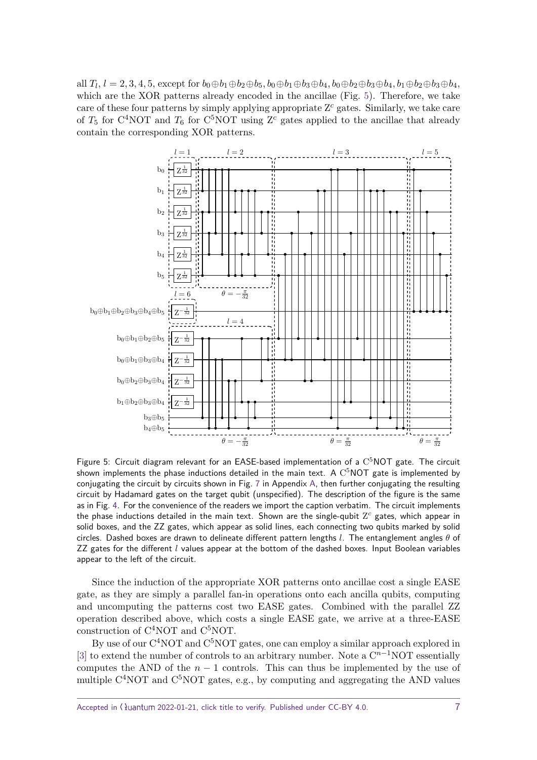all $T_l$, $l = 2, 3, 4, 5$, except for $b_0 \oplus b_1 \oplus b_2 \oplus b_5, b_0 \oplus b_1 \oplus b_3 \oplus b_4, b_0 \oplus b_2 \oplus b_3 \oplus b_4, b_1 \oplus b_2 \oplus b_3 \oplus b_4$, which are the XOR patterns already encoded in the ancillae (Fig. 5). Therefore, we take care of these four patterns by simply applying appropriate $Z^c$ gates. Similarly, we take care of $T_5$ for $C^4$NOT and $T_6$ for $C^5$NOT using $Z^c$ gates applied to the ancillae that already contain the corresponding XOR patterns.

Figure 5: Circuit diagram relevant for an EASE-based implementation of a $C^5$NOT gate. The circuit shown implements the phase inductions detailed in the main text. A $C^5$NOT gate is implemented by conjugating the circuit by circuits shown in Fig. 7 in Appendix A, then further conjugating the resulting circuit by Hadamard gates on the target qubit (unspecified). The description of the figure is the same as in Fig. 4. For the convenience of the readers we import the caption verbatim. The circuit implements the phase inductions detailed in the main text. Shown are the single-qubit $Z^c$ gates, which appear in solid boxes, and the ZZ gates, which appear as solid lines, each connecting two qubits marked by solid circles. Dashed boxes are drawn to delineate different pattern lengths $l$. The entanglement angles $\theta$ of ZZ gates for the different $l$ values appear at the bottom of the dashed boxes. Input Boolean variables appear to the left of the circuit.

Since the induction of the appropriate XOR patterns onto ancillae cost a single EASE gate, as they are simply a parallel fan-in operations onto each ancilla qubits, computing and uncomputing the patterns cost two EASE gates. Combined with the parallel ZZ operation described above, which costs a single EASE gate, we arrive at a three-EASE construction of $C^4$NOT and $C^5$NOT.

By use of our $C^4$NOT and $C^5$NOT gates, one can employ a similar approach explored in [3] to extend the number of controls to an arbitrary number. Note a $C^{n-1}$NOT essentially computes the AND of the $n-1$ controls. This can thus be implemented by the use of multiple $C^4$NOT and $C^5$NOT gates, e.g., by computing and aggregating the AND values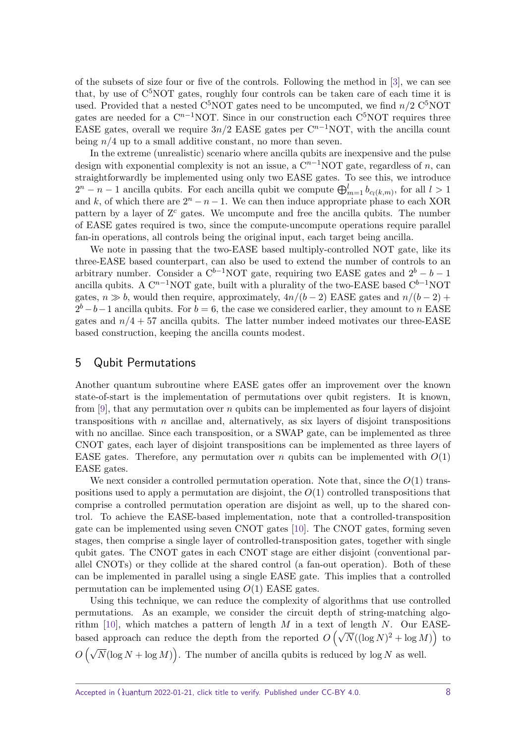of the subsets of size four or five of the controls. Following the method in [3], we can see that, by use of $\mathrm{C}^5$NOT gates, roughly four controls can be taken care of each time it is used. Provided that a nested $\mathrm{C}^5$NOT gates need to be uncomputed, we find $n/2$ $\mathrm{C}^5$NOT gates are needed for a $\mathrm{C}^{n-1}$NOT. Since in our construction each $\mathrm{C}^5$NOT requires three EASE gates, overall we require $3n/2$ EASE gates per $\mathrm{C}^{n-1}$NOT, with the ancilla count being $n/4$ up to a small additive constant, no more than seven.

In the extreme (unrealistic) scenario where ancilla qubits are inexpensive and the pulse design with exponential complexity is not an issue, a $\mathrm{C}^{n-1}$NOT gate, regardless of $n$, can straightforwardly be implemented using only two EASE gates. To see this, we introduce $2^n - n - 1$ ancilla qubits. For each ancilla qubit we compute $\bigoplus_{m=1}^{l} b_{c_l(k,m)}$, for all $l > 1$ and $k$, of which there are $2^n - n - 1$. We can then induce appropriate phase to each XOR pattern by a layer of $\mathrm{Z}^c$ gates. We uncompute and free the ancilla qubits. The number of EASE gates required is two, since the compute-uncompute operations require parallel fan-in operations, all controls being the original input, each target being ancilla.

We note in passing that the two-EASE based multiply-controlled NOT gate, like its three-EASE based counterpart, can also be used to extend the number of controls to an arbitrary number. Consider a $\mathrm{C}^{b-1}$NOT gate, requiring two EASE gates and $2^b - b - 1$ ancilla qubits. A $\mathrm{C}^{n-1}$NOT gate, built with a plurality of the two-EASE based $\mathrm{C}^{b-1}$NOT gates, $n \gg b$, would then require, approximately, $4n/(b-2)$ EASE gates and $n/(b-2) + 2^b - b - 1$ ancilla qubits. For $b = 6$, the case we considered earlier, they amount to $n$ EASE gates and $n/4 + 57$ ancilla qubits. The latter number indeed motivates our three-EASE based construction, keeping the ancilla counts modest.

## 5 Qubit Permutations

Another quantum subroutine where EASE gates offer an improvement over the known state-of-start is the implementation of permutations over qubit registers. It is known, from [9], that any permutation over $n$ qubits can be implemented as four layers of disjoint transpositions with $n$ ancillae and, alternatively, as six layers of disjoint transpositions with no ancillae. Since each transposition, or a SWAP gate, can be implemented as three CNOT gates, each layer of disjoint transpositions can be implemented as three layers of EASE gates. Therefore, any permutation over $n$ qubits can be implemented with $O(1)$ EASE gates.

We next consider a controlled permutation operation. Note that, since the $O(1)$ transpositions used to apply a permutation are disjoint, the $O(1)$ controlled transpositions that comprise a controlled permutation operation are disjoint as well, up to the shared control. To achieve the EASE-based implementation, note that a controlled-transposition gate can be implemented using seven CNOT gates [10]. The CNOT gates, forming seven stages, then comprise a single layer of controlled-transposition gates, together with single qubit gates. The CNOT gates in each CNOT stage are either disjoint (conventional parallel CNOTs) or they collide at the shared control (a fan-out operation). Both of these can be implemented in parallel using a single EASE gate. This implies that a controlled permutation can be implemented using $O(1)$ EASE gates.

Using this technique, we can reduce the complexity of algorithms that use controlled permutations. As an example, we consider the circuit depth of string-matching algorithm [10], which matches a pattern of length $M$ in a text of length $N$. Our EASE-based approach can reduce the depth from the reported $O\left(\sqrt{N}((\log N)^2 + \log M)\right)$ to $O\left(\sqrt{N}(\log N + \log M)\right)$. The number of ancilla qubits is reduced by $\log N$ as well.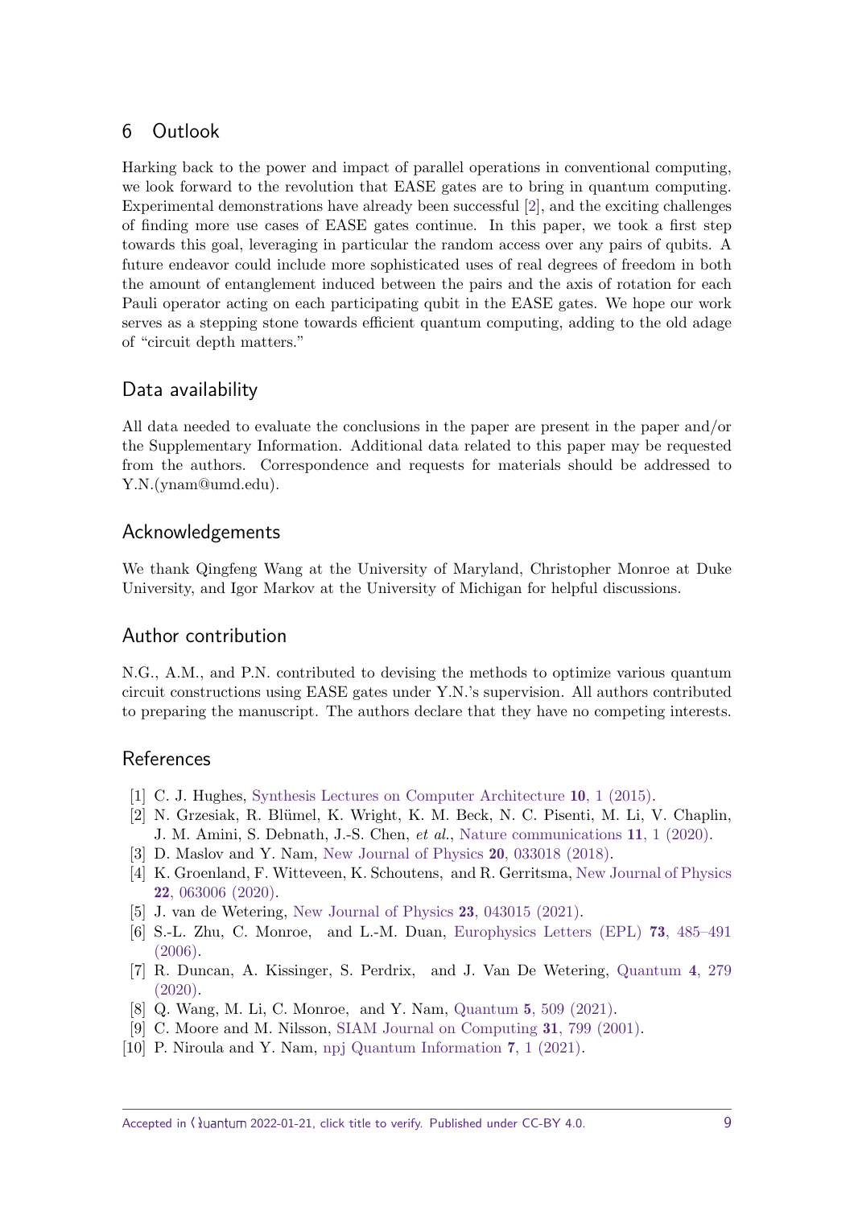## 6 Outlook

Harking back to the power and impact of parallel operations in conventional computing, we look forward to the revolution that EASE gates are to bring in quantum computing. Experimental demonstrations have already been successful [2], and the exciting challenges of finding more use cases of EASE gates continue. In this paper, we took a first step towards this goal, leveraging in particular the random access over any pairs of qubits. A future endeavor could include more sophisticated uses of real degrees of freedom in both the amount of entanglement induced between the pairs and the axis of rotation for each Pauli operator acting on each participating qubit in the EASE gates. We hope our work serves as a stepping stone towards efficient quantum computing, adding to the old adage of "circuit depth matters."

## Data availability

All data needed to evaluate the conclusions in the paper are present in the paper and/or the Supplementary Information. Additional data related to this paper may be requested from the authors. Correspondence and requests for materials should be addressed to Y.N.(ynam@umd.edu).

## Acknowledgements

We thank Qingfeng Wang at the University of Maryland, Christopher Monroe at Duke University, and Igor Markov at the University of Michigan for helpful discussions.

## Author contribution

N.G., A.M., and P.N. contributed to devising the methods to optimize various quantum circuit constructions using EASE gates under Y.N.'s supervision. All authors contributed to preparing the manuscript. The authors declare that they have no competing interests.

## References

[1] C. J. Hughes, Synthesis Lectures on Computer Architecture **10**, 1 (2015).

[2] N. Grzesiak, R. Blümel, K. Wright, K. M. Beck, N. C. Pisenti, M. Li, V. Chaplin, J. M. Amini, S. Debnath, J.-S. Chen, *et al.*, Nature communications **11**, 1 (2020).

[3] D. Maslov and Y. Nam, New Journal of Physics **20**, 033018 (2018).

[4] K. Groenland, F. Witteveen, K. Schoutens, and R. Gerritsma, New Journal of Physics **22**, 063006 (2020).

[5] J. van de Wetering, New Journal of Physics **23**, 043015 (2021).

[6] S.-L. Zhu, C. Monroe, and L.-M. Duan, Europhysics Letters (EPL) **73**, 485–491 (2006).

[7] R. Duncan, A. Kissinger, S. Perdrix, and J. Van De Wetering, Quantum **4**, 279 (2020).

[8] Q. Wang, M. Li, C. Monroe, and Y. Nam, Quantum **5**, 509 (2021).

[9] C. Moore and M. Nilsson, SIAM Journal on Computing **31**, 799 (2001).

[10] P. Niroula and Y. Nam, npj Quantum Information **7**, 1 (2021).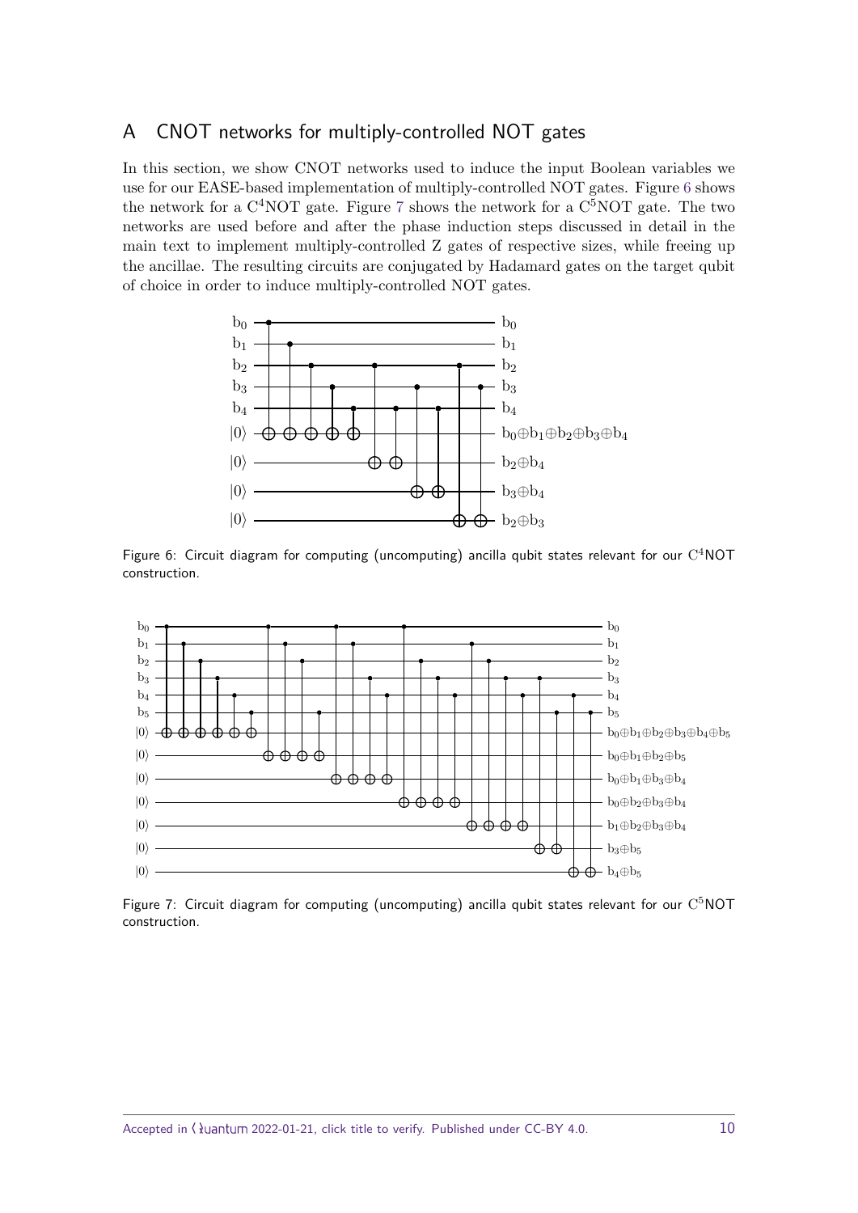# A CNOT networks for multiply-controlled NOT gates

In this section, we show CNOT networks used to induce the input Boolean variables we use for our EASE-based implementation of multiply-controlled NOT gates. Figure 6 shows the network for a $C^4$NOT gate. Figure 7 shows the network for a $C^5$NOT gate. The two networks are used before and after the phase induction steps discussed in detail in the main text to implement multiply-controlled Z gates of respective sizes, while freeing up the ancillae. The resulting circuits are conjugated by Hadamard gates on the target qubit of choice in order to induce multiply-controlled NOT gates.

$b_0$
$b_1$
$b_2$
$b_3$
$b_4$
$|0\rangle$
$|0\rangle$
$|0\rangle$
$|0\rangle$

$b_0$
$b_1$
$b_2$
$b_3$
$b_4$
$b_0 \oplus b_1 \oplus b_2 \oplus b_3 \oplus b_4$
$b_2 \oplus b_4$
$b_3 \oplus b_4$
$b_2 \oplus b_3$

Figure 6: Circuit diagram for computing (uncomputing) ancilla qubit states relevant for our $C^4$NOT construction.

$b_0$
$b_1$
$b_2$
$b_3$
$b_4$
$b_5$
$|0\rangle$
$|0\rangle$
$|0\rangle$
$|0\rangle$
$|0\rangle$
$|0\rangle$
$|0\rangle$

$b_0$
$b_1$
$b_2$
$b_3$
$b_4$
$b_5$
$b_0 \oplus b_1 \oplus b_2 \oplus b_3 \oplus b_4 \oplus b_5$
$b_0 \oplus b_1 \oplus b_2 \oplus b_5$
$b_0 \oplus b_1 \oplus b_3 \oplus b_4$
$b_0 \oplus b_2 \oplus b_3 \oplus b_4$
$b_1 \oplus b_2 \oplus b_3 \oplus b_4$
$b_3 \oplus b_5$
$b_4 \oplus b_5$

Figure 7: Circuit diagram for computing (uncomputing) ancilla qubit states relevant for our $C^5$NOT construction.